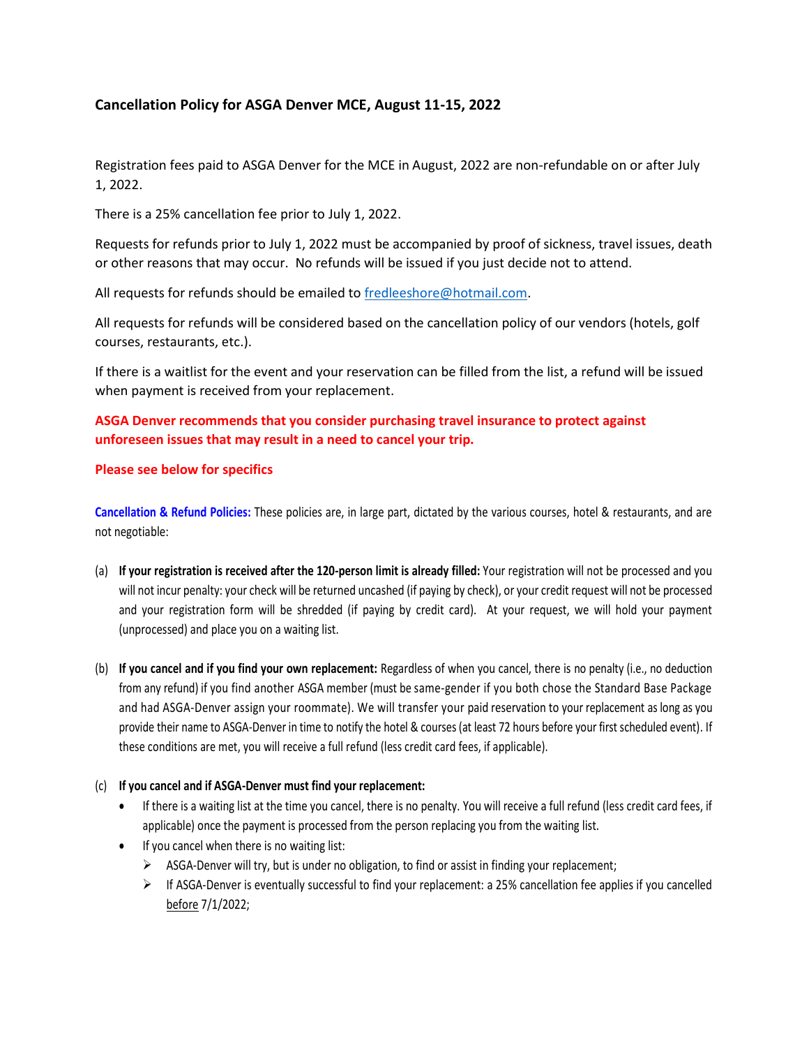## Cancellation Policy for ASGA Denver MCE, August 11-15, 2022

Registration fees paid to ASGA Denver for the MCE in August, 2022 are non-refundable on or after July 1, 2022.

There is a 25% cancellation fee prior to July 1, 2022.

Requests for refunds prior to July 1, 2022 must be accompanied by proof of sickness, travel issues, death or other reasons that may occur. No refunds will be issued if you just decide not to attend.

All requests for refunds should be emailed to [fredleeshore@hotmail.com](mailto:fredleeshore@hotmail.com).

All requests for refunds will be considered based on the cancellation policy of our vendors (hotels, golf courses, restaurants, etc.).

If there is a waitlist for the event and your reservation can be filled from the list, a refund will be issued when payment is received from your replacement.

**ASGA Denver recommends that you consider purchasing travel insurance to protect against unforeseen issues that may result in a need to cancel your trip.**

**Please see below for specifics**

**Cancellation & Refund Policies:** These policies are, in large part, dictated by the various courses, hotel & restaurants, and are not negotiable:

(a) **If your registration is received after the 120-person limit is already filled:** Your registration will not be processed and you will not incur penalty: your check will be returned uncashed (if paying by check), or your credit request will not be processed and your registration form will be shredded (if paying by credit card). At your request, we will hold your payment (unprocessed) and place you on a waiting list.

(b) **If you cancel and if you find your own replacement:** Regardless of when you cancel, there is no penalty (i.e., no deduction from any refund) if you find another ASGA member (must be same-gender if you both chose the Standard Base Package and had ASGA-Denver assign your roommate). We will transfer your paid reservation to your replacement as long as you provide their name to ASGA-Denver in time to notify the hotel & courses (at least 72 hours before your first scheduled event). If these conditions are met, you will receive a full refund (less credit card fees, if applicable).

(c) **If you cancel and if ASGA-Denver must find your replacement:**

- If there is a waiting list at the time you cancel, there is no penalty. You will receive a full refund (less credit card fees, if applicable) once the payment is processed from the person replacing you from the waiting list.
- If you cancel when there is no waiting list:
  - ASGA-Denver will try, but is under no obligation, to find or assist in finding your replacement;
  - If ASGA-Denver is eventually successful to find your replacement: a 25% cancellation fee applies if you cancelled before 7/1/2022;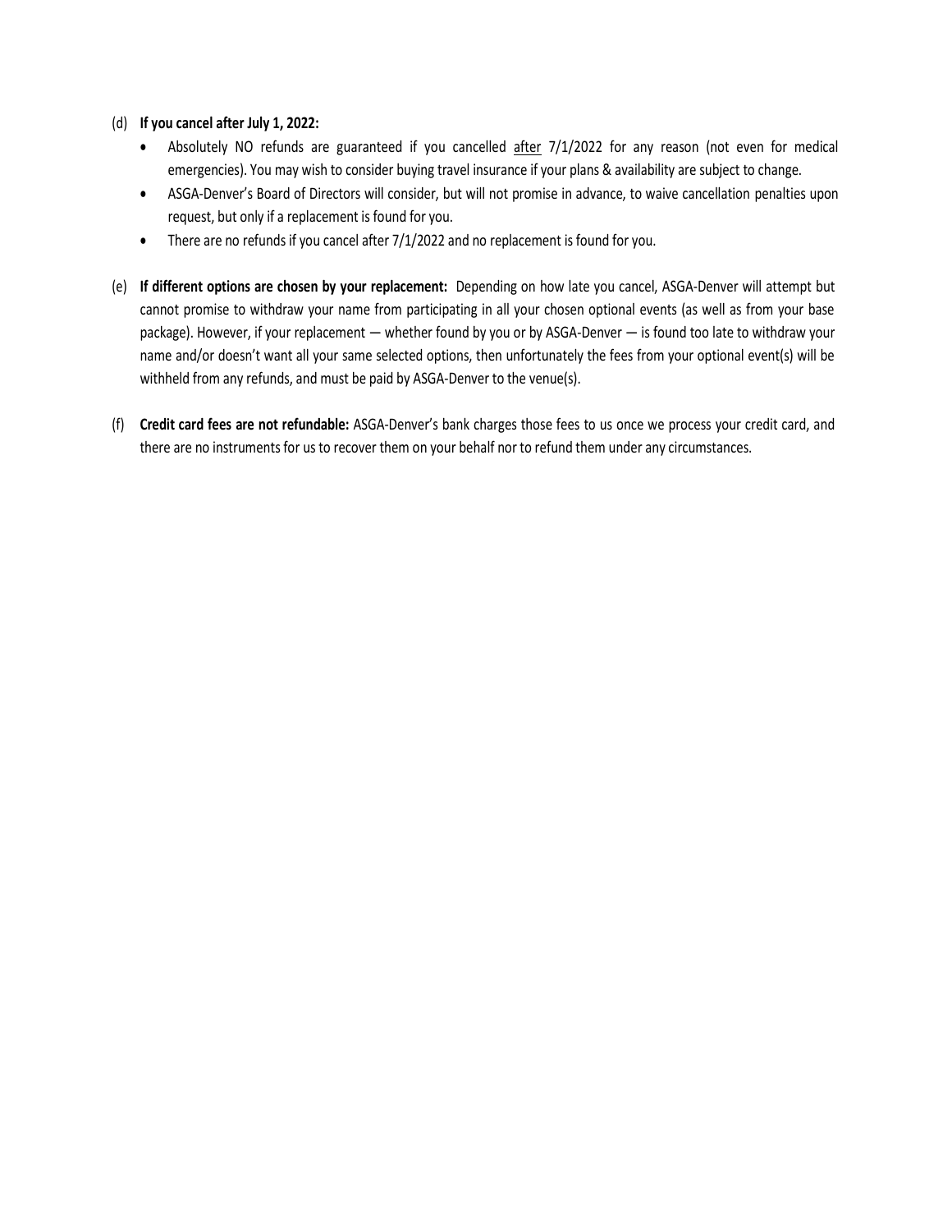(d) **If you cancel after July 1, 2022:**

- Absolutely NO refunds are guaranteed if you cancelled after 7/1/2022 for any reason (not even for medical emergencies). You may wish to consider buying travel insurance if your plans & availability are subject to change.
- ASGA-Denver's Board of Directors will consider, but will not promise in advance, to waive cancellation penalties upon request, but only if a replacement is found for you.
- There are no refunds if you cancel after 7/1/2022 and no replacement is found for you.

(e) **If different options are chosen by your replacement:** Depending on how late you cancel, ASGA-Denver will attempt but cannot promise to withdraw your name from participating in all your chosen optional events (as well as from your base package). However, if your replacement — whether found by you or by ASGA-Denver — is found too late to withdraw your name and/or doesn't want all your same selected options, then unfortunately the fees from your optional event(s) will be withheld from any refunds, and must be paid by ASGA-Denver to the venue(s).

(f) **Credit card fees are not refundable:** ASGA-Denver's bank charges those fees to us once we process your credit card, and there are no instruments for us to recover them on your behalf nor to refund them under any circumstances.